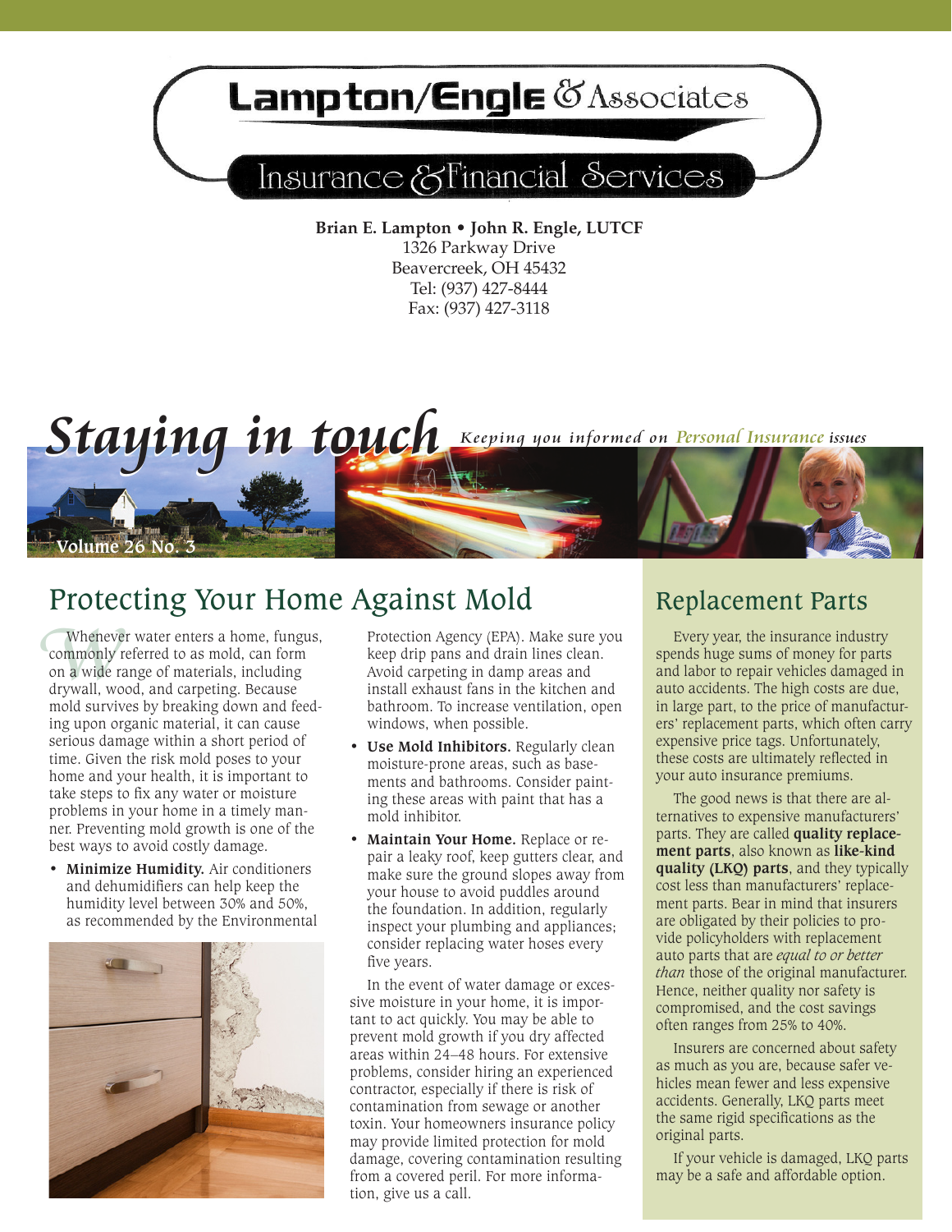# Lampton/Engle & Associates

## Insurance & Financial Services

**Brian E. Lampton • John R. Engle, LUTCF**
1326 Parkway Drive
Beavercreek, OH 45432
Tel: (937) 427-8444
Fax: (937) 427-3118

# Staying in touch

*Keeping you informed on Personal Insurance issues*

Volume 26 No. 3

## Protecting Your Home Against Mold

Whenever water enters a home, fungus, commonly referred to as mold, can form on a wide range of materials, including drywall, wood, and carpeting. Because mold survives by breaking down and feeding upon organic material, it can cause serious damage within a short period of time. Given the risk mold poses to your home and your health, it is important to take steps to fix any water or moisture problems in your home in a timely manner. Preventing mold growth is one of the best ways to avoid costly damage.

- **Minimize Humidity.** Air conditioners and dehumidifiers can help keep the humidity level between 30% and 50%, as recommended by the Environmental Protection Agency (EPA). Make sure you keep drip pans and drain lines clean. Avoid carpeting in damp areas and install exhaust fans in the kitchen and bathroom. To increase ventilation, open windows, when possible.
- **Use Mold Inhibitors.** Regularly clean moisture-prone areas, such as basements and bathrooms. Consider painting these areas with paint that has a mold inhibitor.
- **Maintain Your Home.** Replace or repair a leaky roof, keep gutters clear, and make sure the ground slopes away from your house to avoid puddles around the foundation. In addition, regularly inspect your plumbing and appliances; consider replacing water hoses every five years.

In the event of water damage or excessive moisture in your home, it is important to act quickly. You may be able to prevent mold growth if you dry affected areas within 24–48 hours. For extensive problems, consider hiring an experienced contractor, especially if there is risk of contamination from sewage or another toxin. Your homeowners insurance policy may provide limited protection for mold damage, covering contamination resulting from a covered peril. For more information, give us a call.

## Replacement Parts

Every year, the insurance industry spends huge sums of money for parts and labor to repair vehicles damaged in auto accidents. The high costs are due, in large part, to the price of manufacturers' replacement parts, which often carry expensive price tags. Unfortunately, these costs are ultimately reflected in your auto insurance premiums.

The good news is that there are alternatives to expensive manufacturers' parts. They are called **quality replacement parts**, also known as **like-kind quality (LKQ) parts**, and they typically cost less than manufacturers' replacement parts. Bear in mind that insurers are obligated by their policies to provide policyholders with replacement auto parts that are *equal to or better than* those of the original manufacturer. Hence, neither quality nor safety is compromised, and the cost savings often ranges from 25% to 40%.

Insurers are concerned about safety as much as you are, because safer vehicles mean fewer and less expensive accidents. Generally, LKQ parts meet the same rigid specifications as the original parts.

If your vehicle is damaged, LKQ parts may be a safe and affordable option.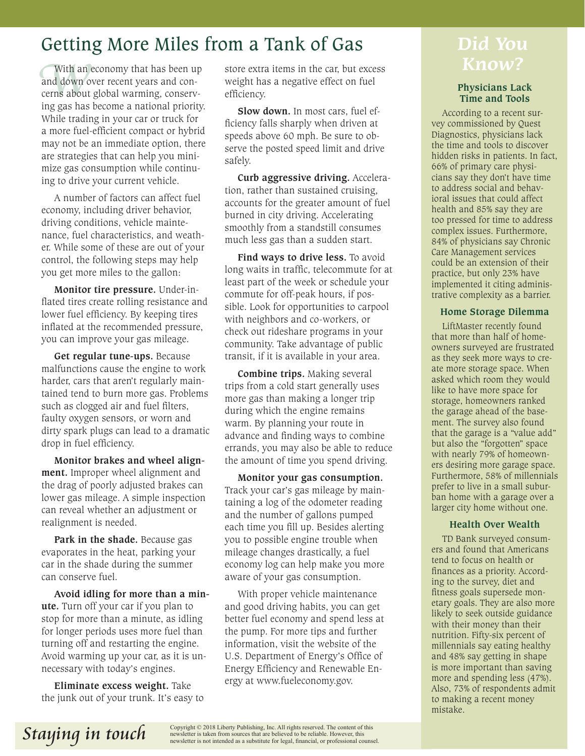# Getting More Miles from a Tank of Gas

With an economy that has been up and down over recent years and concerns about global warming, conserving gas has become a national priority. While trading in your car or truck for a more fuel-efficient compact or hybrid may not be an immediate option, there are strategies that can help you minimize gas consumption while continuing to drive your current vehicle.

A number of factors can affect fuel economy, including driver behavior, driving conditions, vehicle maintenance, fuel characteristics, and weather. While some of these are out of your control, the following steps may help you get more miles to the gallon:

**Monitor tire pressure.** Under-inflated tires create rolling resistance and lower fuel efficiency. By keeping tires inflated at the recommended pressure, you can improve your gas mileage.

**Get regular tune-ups.** Because malfunctions cause the engine to work harder, cars that aren't regularly maintained tend to burn more gas. Problems such as clogged air and fuel filters, faulty oxygen sensors, or worn and dirty spark plugs can lead to a dramatic drop in fuel efficiency.

**Monitor brakes and wheel alignment.** Improper wheel alignment and the drag of poorly adjusted brakes can lower gas mileage. A simple inspection can reveal whether an adjustment or realignment is needed.

**Park in the shade.** Because gas evaporates in the heat, parking your car in the shade during the summer can conserve fuel.

**Avoid idling for more than a minute.** Turn off your car if you plan to stop for more than a minute, as idling for longer periods uses more fuel than turning off and restarting the engine. Avoid warming up your car, as it is unnecessary with today's engines.

**Eliminate excess weight.** Take the junk out of your trunk. It's easy to store extra items in the car, but excess weight has a negative effect on fuel efficiency.

**Slow down.** In most cars, fuel efficiency falls sharply when driven at speeds above 60 mph. Be sure to observe the posted speed limit and drive safely.

**Curb aggressive driving.** Acceleration, rather than sustained cruising, accounts for the greater amount of fuel burned in city driving. Accelerating smoothly from a standstill consumes much less gas than a sudden start.

**Find ways to drive less.** To avoid long waits in traffic, telecommute for at least part of the week or schedule your commute for off-peak hours, if possible. Look for opportunities to carpool with neighbors and co-workers, or check out rideshare programs in your community. Take advantage of public transit, if it is available in your area.

**Combine trips.** Making several trips from a cold start generally uses more gas than making a longer trip during which the engine remains warm. By planning your route in advance and finding ways to combine errands, you may also be able to reduce the amount of time you spend driving.

**Monitor your gas consumption.** Track your car's gas mileage by maintaining a log of the odometer reading and the number of gallons pumped each time you fill up. Besides alerting you to possible engine trouble when mileage changes drastically, a fuel economy log can help make you more aware of your gas consumption.

With proper vehicle maintenance and good driving habits, you can get better fuel economy and spend less at the pump. For more tips and further information, visit the website of the U.S. Department of Energy's Office of Energy Efficiency and Renewable Energy at www.fueleconomy.gov.

## Did You Know?

### Physicians Lack Time and Tools

According to a recent survey commissioned by Quest Diagnostics, physicians lack the time and tools to discover hidden risks in patients. In fact, 66% of primary care physicians say they don't have time to address social and behavioral issues that could affect health and 85% say they are too pressed for time to address complex issues. Furthermore, 84% of physicians say Chronic Care Management services could be an extension of their practice, but only 23% have implemented it citing administrative complexity as a barrier.

### Home Storage Dilemma

LiftMaster recently found that more than half of homeowners surveyed are frustrated as they seek more ways to create more storage space. When asked which room they would like to have more space for storage, homeowners ranked the garage ahead of the basement. The survey also found that the garage is a "value add" but also the "forgotten" space with nearly 79% of homeowners desiring more garage space. Furthermore, 58% of millennials prefer to live in a small suburban home with a garage over a larger city home without one.

### Health Over Wealth

TD Bank surveyed consumers and found that Americans tend to focus on health or finances as a priority. According to the survey, diet and fitness goals supersede monetary goals. They are also more likely to seek outside guidance with their money than their nutrition. Fifty-six percent of millennials say eating healthy and 48% say getting in shape is more important than saving more and spending less (47%). Also, 73% of respondents admit to making a recent money mistake.

*Staying in touch*

Copyright © 2018 Liberty Publishing, Inc. All rights reserved. The content of this newsletter is taken from sources that are believed to be reliable. However, this newsletter is not intended as a substitute for legal, financial, or professional counsel.